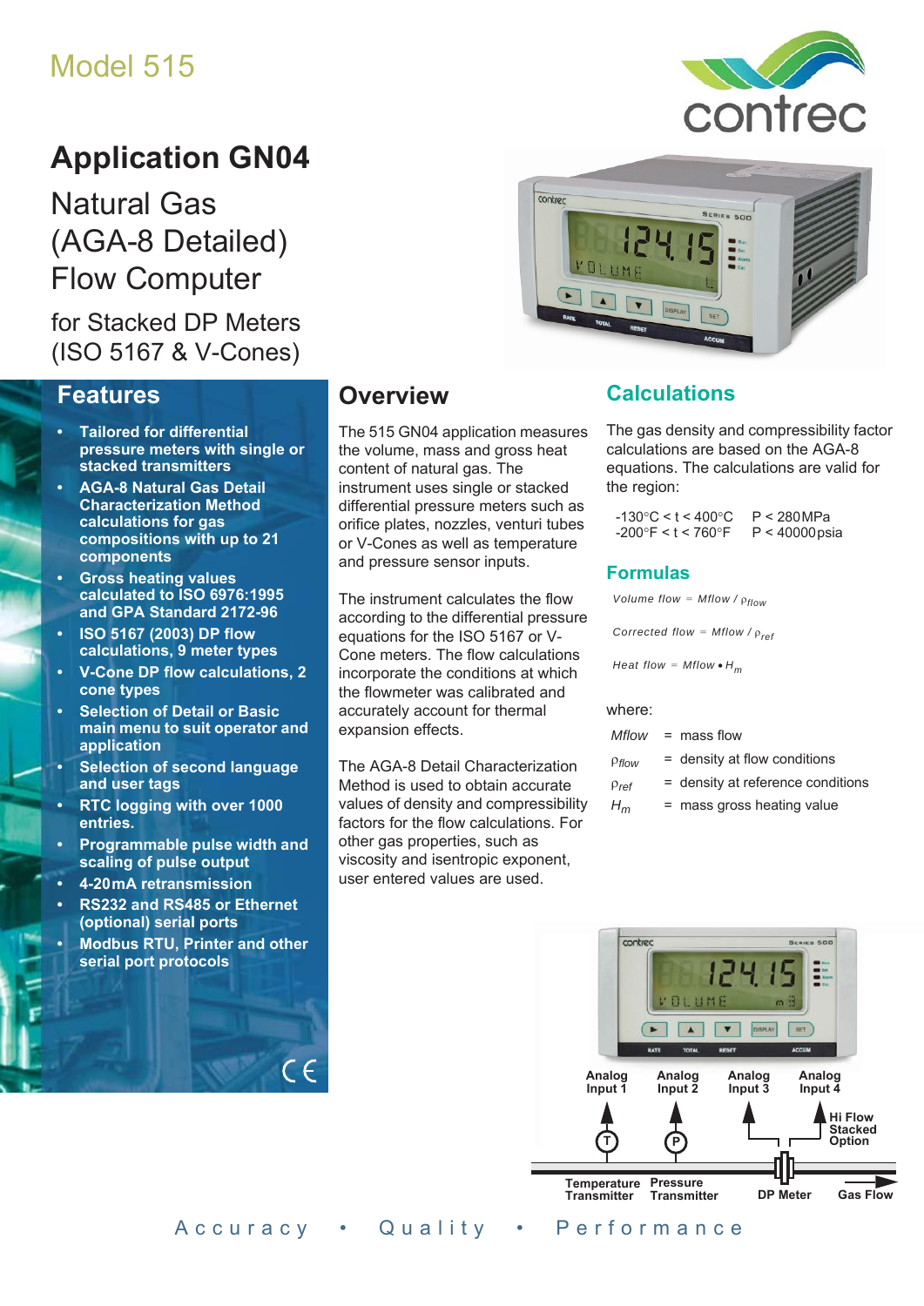Model 515

# Application GN04

## Natural Gas (AGA-8 Detailed) Flow Computer

### for Stacked DP Meters (ISO 5167 & V-Cones)

## Features

- **Tailored for differential pressure meters with single or stacked transmitters**
- **AGA-8 Natural Gas Detail Characterization Method calculations for gas compositions with up to 21 components**
- **Gross heating values calculated to ISO 6976:1995 and GPA Standard 2172-96**
- **ISO 5167 (2003) DP flow calculations, 9 meter types**
- **V-Cone DP flow calculations, 2 cone types**
- **Selection of Detail or Basic main menu to suit operator and application**
- **Selection of second language and user tags**
- **RTC logging with over 1000 entries.**
- **Programmable pulse width and scaling of pulse output**
- **4-20mA retransmission**
- **RS232 and RS485 or Ethernet (optional) serial ports**
- **Modbus RTU, Printer and other serial port protocols**

## Overview

The 515 GN04 application measures the volume, mass and gross heat content of natural gas. The instrument uses single or stacked differential pressure meters such as orifice plates, nozzles, venturi tubes or V-Cones as well as temperature and pressure sensor inputs.

The instrument calculates the flow according to the differential pressure equations for the ISO 5167 or V-Cone meters. The flow calculations incorporate the conditions at which the flowmeter was calibrated and accurately account for thermal expansion effects.

The AGA-8 Detail Characterization Method is used to obtain accurate values of density and compressibility factors for the flow calculations. For other gas properties, such as viscosity and isentropic exponent, user entered values are used.

## Calculations

The gas density and compressibility factor calculations are based on the AGA-8 equations. The calculations are valid for the region:

-130°C < t < 400°C    P < 280 MPa
-200°F < t < 760°F    P < 40000 psia

## Formulas

$$\text{Volume flow} = \text{Mflow} / \rho_{flow}$$

$$\text{Corrected flow} = \text{Mflow} / \rho_{ref}$$

$$\text{Heat flow} = \text{Mflow} \bullet H_m$$

where:

| | | |
|---|---|---|
| *Mflow* | = | mass flow |
| $\rho_{flow}$ | = | density at flow conditions |
| $\rho_{ref}$ | = | density at reference conditions |
| $H_m$ | = | mass gross heating value |

Analog Input 1 · Analog Input 2 · Analog Input 3 · Analog Input 4

Hi Flow Stacked Option

Temperature Transmitter · Pressure Transmitter · DP Meter · Gas Flow

Accuracy • Quality • Performance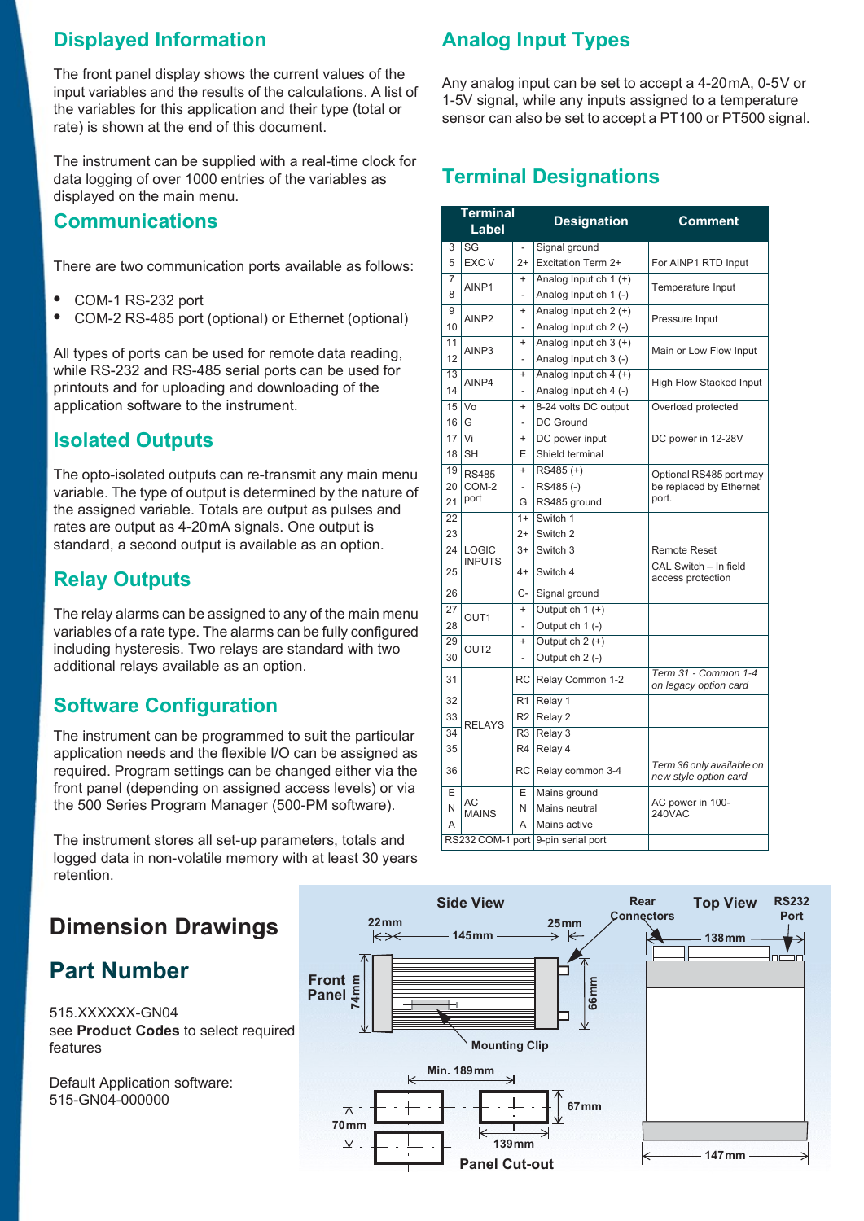## Displayed Information

The front panel display shows the current values of the input variables and the results of the calculations. A list of the variables for this application and their type (total or rate) is shown at the end of this document.

The instrument can be supplied with a real-time clock for data logging of over 1000 entries of the variables as displayed on the main menu.

## Communications

There are two communication ports available as follows:

- COM-1 RS-232 port
- COM-2 RS-485 port (optional) or Ethernet (optional)

All types of ports can be used for remote data reading, while RS-232 and RS-485 serial ports can be used for printouts and for uploading and downloading of the application software to the instrument.

## Isolated Outputs

The opto-isolated outputs can re-transmit any main menu variable. The type of output is determined by the nature of the assigned variable. Totals are output as pulses and rates are output as 4-20mA signals. One output is standard, a second output is available as an option.

## Relay Outputs

The relay alarms can be assigned to any of the main menu variables of a rate type. The alarms can be fully configured including hysteresis. Two relays are standard with two additional relays available as an option.

## Software Configuration

The instrument can be programmed to suit the particular application needs and the flexible I/O can be assigned as required. Program settings can be changed either via the front panel (depending on assigned access levels) or via the 500 Series Program Manager (500-PM software).

The instrument stores all set-up parameters, totals and logged data in non-volatile memory with at least 30 years retention.

## Analog Input Types

Any analog input can be set to accept a 4-20mA, 0-5V or 1-5V signal, while any inputs assigned to a temperature sensor can also be set to accept a PT100 or PT500 signal.

## Terminal Designations

| Terminal | Label | | Designation | Comment |
|---|---|---|---|---|
| 3 | SG | - | Signal ground | |
| 5 | EXC V | 2+ | Excitation Term 2+ | For AINP1 RTD Input |
| 7 | AINP1 | + | Analog Input ch 1 (+) | Temperature Input |
| 8 | | - | Analog Input ch 1 (-) | |
| 9 | AINP2 | + | Analog Input ch 2 (+) | Pressure Input |
| 10 | | - | Analog Input ch 2 (-) | |
| 11 | AINP3 | + | Analog Input ch 3 (+) | Main or Low Flow Input |
| 12 | | - | Analog Input ch 3 (-) | |
| 13 | AINP4 | + | Analog Input ch 4 (+) | High Flow Stacked Input |
| 14 | | - | Analog Input ch 4 (-) | |
| 15 | Vo | + | 8-24 volts DC output | Overload protected |
| 16 | G | - | DC Ground | |
| 17 | Vi | + | DC power input | DC power in 12-28V |
| 18 | SH | E | Shield terminal | |
| 19 | RS485 COM-2 port | + | RS485 (+) | Optional RS485 port may be replaced by Ethernet port. |
| 20 | | - | RS485 (-) | |
| 21 | | G | RS485 ground | |
| 22 | LOGIC INPUTS | 1+ | Switch 1 | |
| 23 | | 2+ | Switch 2 | |
| 24 | | 3+ | Switch 3 | Remote Reset |
| 25 | | 4+ | Switch 4 | CAL Switch – In field access protection |
| 26 | | C- | Signal ground | |
| 27 | OUT1 | + | Output ch 1 (+) | |
| 28 | | - | Output ch 1 (-) | |
| 29 | OUT2 | + | Output ch 2 (+) | |
| 30 | | - | Output ch 2 (-) | |
| 31 | RELAYS | RC | Relay Common 1-2 | *Term 31 - Common 1-4 on legacy option card* |
| 32 | | R1 | Relay 1 | |
| 33 | | R2 | Relay 2 | |
| 34 | | R3 | Relay 3 | |
| 35 | | R4 | Relay 4 | |
| 36 | | RC | Relay common 3-4 | *Term 36 only available on new style option card* |
| E | AC MAINS | E | Mains ground | AC power in 100-240VAC |
| N | | N | Mains neutral | |
| A | | A | Mains active | |
| RS232 COM-1 port | | | 9-pin serial port | |

## Dimension Drawings

Side View: Front Panel 74mm; 22mm; 145mm; 25mm; 66mm; Mounting Clip; Rear Connectors

Top View: 138mm; 147mm; RS232 Port

Panel Cut-out: Min. 189mm; 67mm; 70mm; 139mm

## Part Number

515.XXXXXX-GN04
see **Product Codes** to select required features

Default Application software:
515-GN04-000000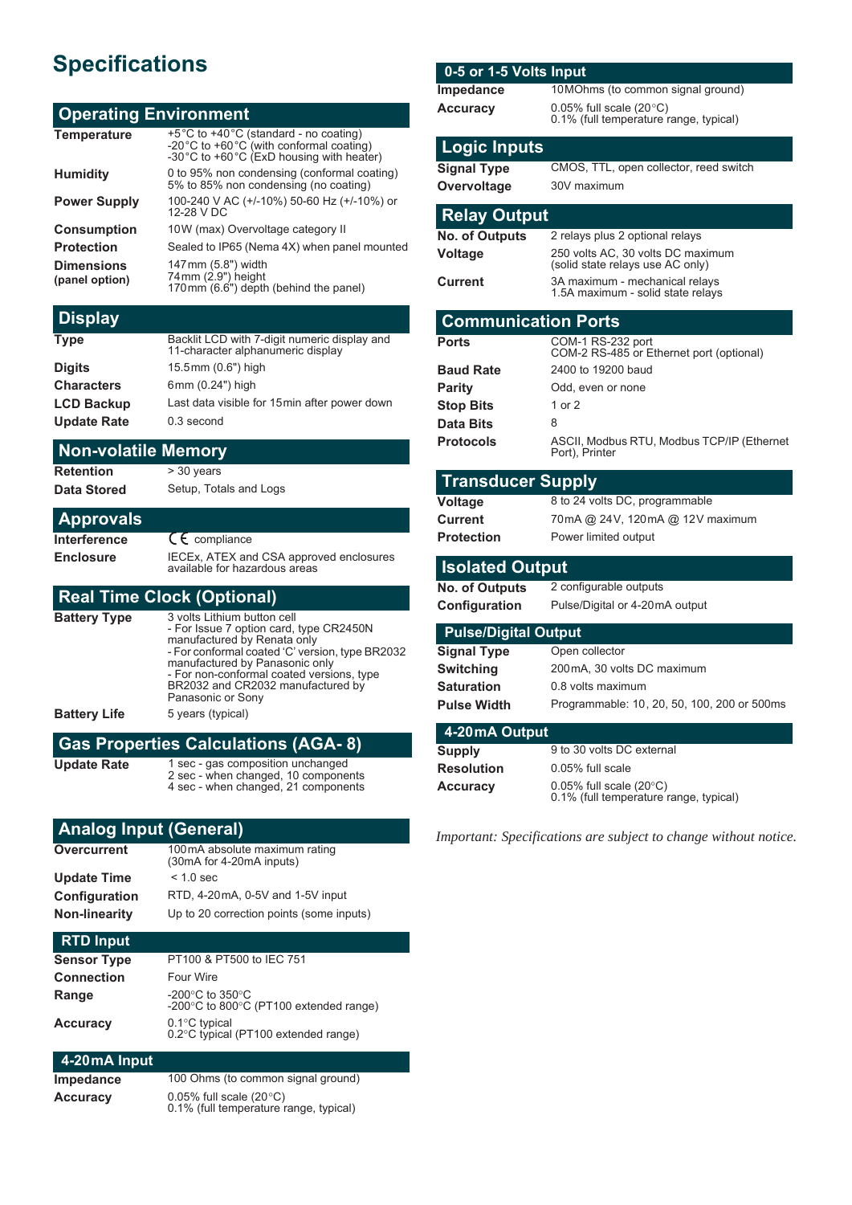# Specifications

## Operating Environment

| | |
|---|---|
| **Temperature** | +5°C to +40°C (standard - no coating)<br>-20°C to +60°C (with conformal coating)<br>-30°C to +60°C (ExD housing with heater) |
| **Humidity** | 0 to 95% non condensing (conformal coating)<br>5% to 85% non condensing (no coating) |
| **Power Supply** | 100-240 V AC (+/-10%) 50-60 Hz (+/-10%) or 12-28 V DC |
| **Consumption** | 10W (max) Overvoltage category II |
| **Protection** | Sealed to IP65 (Nema 4X) when panel mounted |
| **Dimensions (panel option)** | 147mm (5.8") width<br>74mm (2.9") height<br>170mm (6.6") depth (behind the panel) |

## Display

| | |
|---|---|
| **Type** | Backlit LCD with 7-digit numeric display and 11-character alphanumeric display |
| **Digits** | 15.5mm (0.6") high |
| **Characters** | 6mm (0.24") high |
| **LCD Backup** | Last data visible for 15min after power down |
| **Update Rate** | 0.3 second |

## Non-volatile Memory

| | |
|---|---|
| **Retention** | > 30 years |
| **Data Stored** | Setup, Totals and Logs |

## Approvals

| | |
|---|---|
| **Interference** | CE compliance |
| **Enclosure** | IECEx, ATEX and CSA approved enclosures available for hazardous areas |

## Real Time Clock (Optional)

| | |
|---|---|
| **Battery Type** | 3 volts Lithium button cell<br>- For Issue 7 option card, type CR2450N manufactured by Renata only<br>- For conformal coated 'C' version, type BR2032 manufactured by Panasonic only<br>- For non-conformal coated versions, type BR2032 and CR2032 manufactured by Panasonic or Sony |
| **Battery Life** | 5 years (typical) |

## Gas Properties Calculations (AGA- 8)

| | |
|---|---|
| **Update Rate** | 1 sec - gas composition unchanged<br>2 sec - when changed, 10 components<br>4 sec - when changed, 21 components |

## Analog Input (General)

| | |
|---|---|
| **Overcurrent** | 100mA absolute maximum rating (30mA for 4-20mA inputs) |
| **Update Time** | < 1.0 sec |
| **Configuration** | RTD, 4-20mA, 0-5V and 1-5V input |
| **Non-linearity** | Up to 20 correction points (some inputs) |

### RTD Input

| | |
|---|---|
| **Sensor Type** | PT100 & PT500 to IEC 751 |
| **Connection** | Four Wire |
| **Range** | -200°C to 350°C<br>-200°C to 800°C (PT100 extended range) |
| **Accuracy** | 0.1°C typical<br>0.2°C typical (PT100 extended range) |

### 4-20mA Input

| | |
|---|---|
| **Impedance** | 100 Ohms (to common signal ground) |
| **Accuracy** | 0.05% full scale (20°C)<br>0.1% (full temperature range, typical) |

### 0-5 or 1-5 Volts Input

| | |
|---|---|
| **Impedance** | 10MOhms (to common signal ground) |
| **Accuracy** | 0.05% full scale (20°C)<br>0.1% (full temperature range, typical) |

## Logic Inputs

| | |
|---|---|
| **Signal Type** | CMOS, TTL, open collector, reed switch |
| **Overvoltage** | 30V maximum |

## Relay Output

| | |
|---|---|
| **No. of Outputs** | 2 relays plus 2 optional relays |
| **Voltage** | 250 volts AC, 30 volts DC maximum (solid state relays use AC only) |
| **Current** | 3A maximum - mechanical relays<br>1.5A maximum - solid state relays |

## Communication Ports

| | |
|---|---|
| **Ports** | COM-1 RS-232 port<br>COM-2 RS-485 or Ethernet port (optional) |
| **Baud Rate** | 2400 to 19200 baud |
| **Parity** | Odd, even or none |
| **Stop Bits** | 1 or 2 |
| **Data Bits** | 8 |
| **Protocols** | ASCII, Modbus RTU, Modbus TCP/IP (Ethernet Port), Printer |

## Transducer Supply

| | |
|---|---|
| **Voltage** | 8 to 24 volts DC, programmable |
| **Current** | 70mA @ 24V, 120mA @ 12V maximum |
| **Protection** | Power limited output |

## Isolated Output

| | |
|---|---|
| **No. of Outputs** | 2 configurable outputs |
| **Configuration** | Pulse/Digital or 4-20mA output |

### Pulse/Digital Output

| | |
|---|---|
| **Signal Type** | Open collector |
| **Switching** | 200mA, 30 volts DC maximum |
| **Saturation** | 0.8 volts maximum |
| **Pulse Width** | Programmable: 10, 20, 50, 100, 200 or 500ms |

### 4-20mA Output

| | |
|---|---|
| **Supply** | 9 to 30 volts DC external |
| **Resolution** | 0.05% full scale |
| **Accuracy** | 0.05% full scale (20°C)<br>0.1% (full temperature range, typical) |

*Important: Specifications are subject to change without notice.*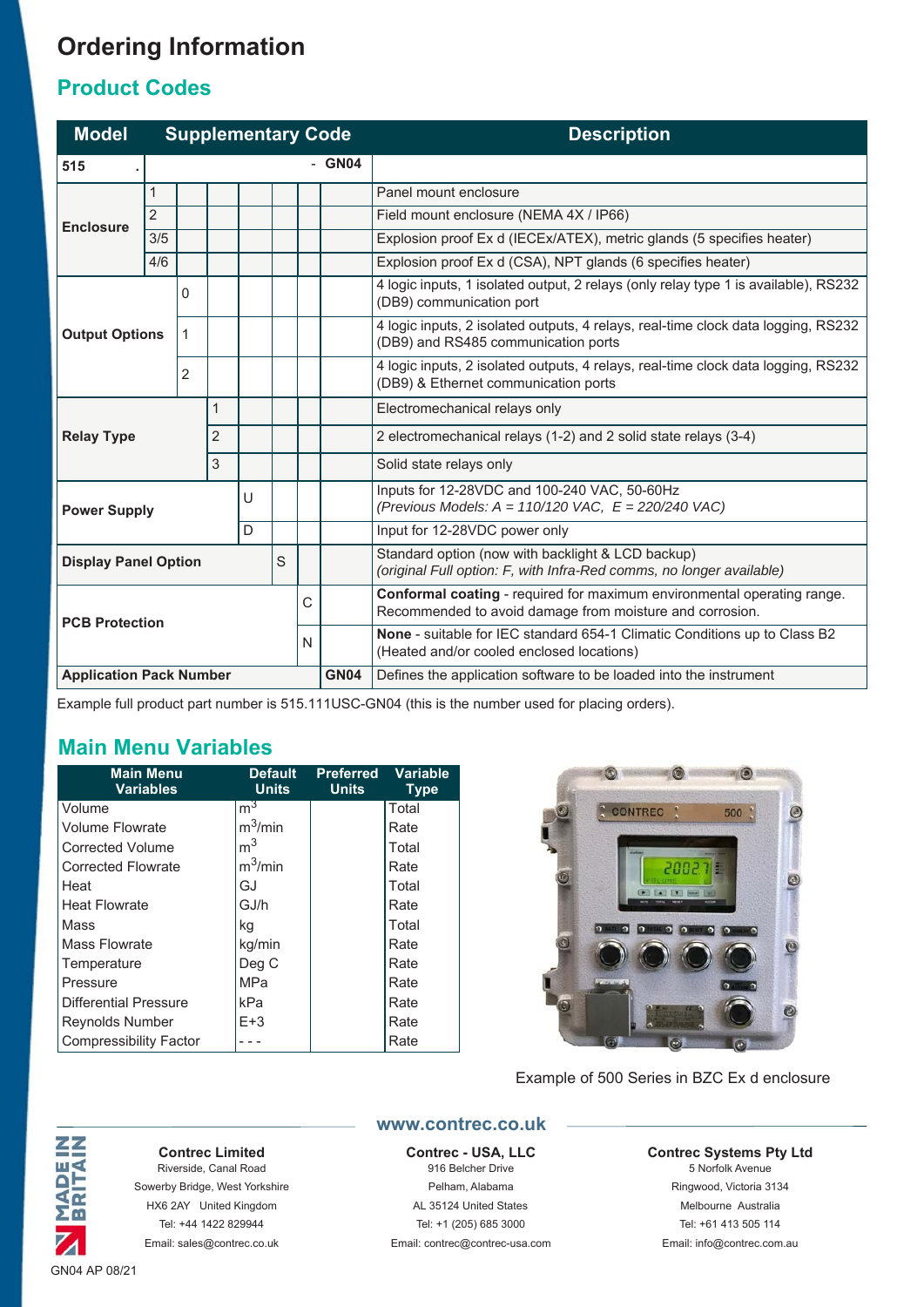# Ordering Information

## Product Codes

| Model | Supplementary Code | | | | | | | Description |
|---|---|---|---|---|---|---|---|---|
| 515 | . | | | | | | - GN04 | |
| Enclosure | 1 | | | | | | | Panel mount enclosure |
| | 2 | | | | | | | Field mount enclosure (NEMA 4X / IP66) |
| | 3/5 | | | | | | | Explosion proof Ex d (IECEx/ATEX), metric glands (5 specifies heater) |
| | 4/6 | | | | | | | Explosion proof Ex d (CSA), NPT glands (6 specifies heater) |
| Output Options | | 0 | | | | | | 4 logic inputs, 1 isolated output, 2 relays (only relay type 1 is available), RS232 (DB9) communication port |
| | | 1 | | | | | | 4 logic inputs, 2 isolated outputs, 4 relays, real-time clock data logging, RS232 (DB9) and RS485 communication ports |
| | | 2 | | | | | | 4 logic inputs, 2 isolated outputs, 4 relays, real-time clock data logging, RS232 (DB9) & Ethernet communication ports |
| Relay Type | | | 1 | | | | | Electromechanical relays only |
| | | | 2 | | | | | 2 electromechanical relays (1-2) and 2 solid state relays (3-4) |
| | | | 3 | | | | | Solid state relays only |
| Power Supply | | | | U | | | | Inputs for 12-28VDC and 100-240 VAC, 50-60Hz<br>*(Previous Models: A = 110/120 VAC, E = 220/240 VAC)* |
| | | | | D | | | | Input for 12-28VDC power only |
| Display Panel Option | | | | | S | | | Standard option (now with backlight & LCD backup)<br>*(original Full option: F, with Infra-Red comms, no longer available)* |
| PCB Protection | | | | | | C | | **Conformal coating** - required for maximum environmental operating range. Recommended to avoid damage from moisture and corrosion. |
| | | | | | | N | | **None** - suitable for IEC standard 654-1 Climatic Conditions up to Class B2 (Heated and/or cooled enclosed locations) |
| Application Pack Number | | | | | | | GN04 | Defines the application software to be loaded into the instrument |

Example full product part number is 515.111USC-GN04 (this is the number used for placing orders).

## Main Menu Variables

| Main Menu Variables | Default Units | Preferred Units | Variable Type |
|---|---|---|---|
| Volume | $m^3$ | | Total |
| Volume Flowrate | $m^3$/min | | Rate |
| Corrected Volume | $m^3$ | | Total |
| Corrected Flowrate | $m^3$/min | | Rate |
| Heat | GJ | | Total |
| Heat Flowrate | GJ/h | | Rate |
| Mass | kg | | Total |
| Mass Flowrate | kg/min | | Rate |
| Temperature | Deg C | | Rate |
| Pressure | MPa | | Rate |
| Differential Pressure | kPa | | Rate |
| Reynolds Number | E+3 | | Rate |
| Compressibility Factor | - - - | | Rate |

Example of 500 Series in BZC Ex d enclosure

www.contrec.co.uk

**Contrec Limited**
Riverside, Canal Road
Sowerby Bridge, West Yorkshire
HX6 2AY United Kingdom
Tel: +44 1422 829944
Email: sales@contrec.co.uk

**Contrec - USA, LLC**
916 Belcher Drive
Pelham, Alabama
AL 35124 United States
Tel: +1 (205) 685 3000
Email: contrec@contrec-usa.com

**Contrec Systems Pty Ltd**
5 Norfolk Avenue
Ringwood, Victoria 3134
Melbourne Australia
Tel: +61 413 505 114
Email: info@contrec.com.au

MADE IN BRITAIN

GN04 AP 08/21